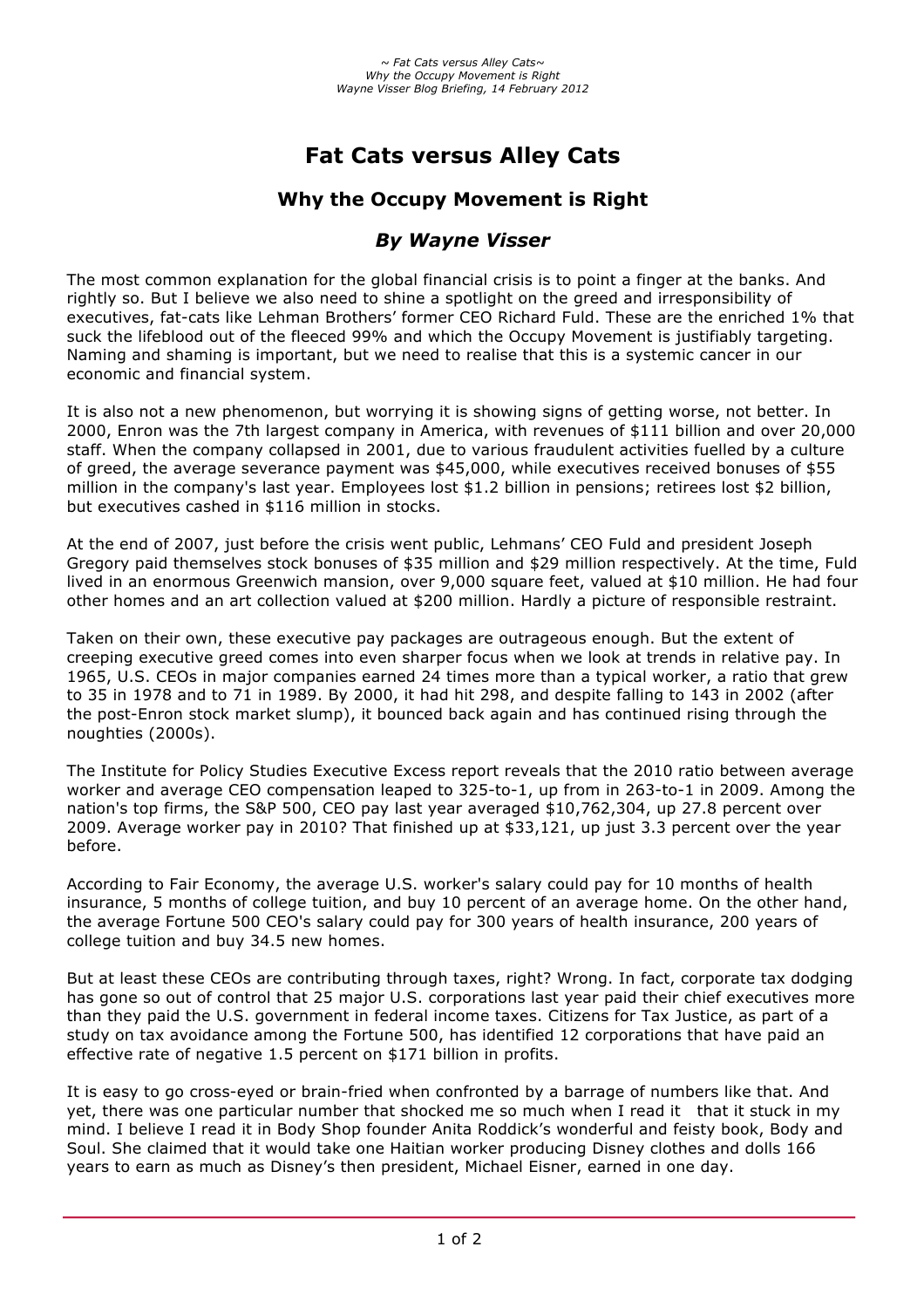# Fat Cats versus Alley Cats

## Why the Occupy Movement is Right

### *By Wayne Visser*

The most common explanation for the global financial crisis is to point a finger at the banks. And rightly so. But I believe we also need to shine a spotlight on the greed and irresponsibility of executives, fat-cats like Lehman Brothers' former CEO Richard Fuld. These are the enriched 1% that suck the lifeblood out of the fleeced 99% and which the Occupy Movement is justifiably targeting. Naming and shaming is important, but we need to realise that this is a systemic cancer in our economic and financial system.

It is also not a new phenomenon, but worrying it is showing signs of getting worse, not better. In 2000, Enron was the 7th largest company in America, with revenues of $111 billion and over 20,000 staff. When the company collapsed in 2001, due to various fraudulent activities fuelled by a culture of greed, the average severance payment was $45,000, while executives received bonuses of $55 million in the company's last year. Employees lost $1.2 billion in pensions; retirees lost $2 billion, but executives cashed in $116 million in stocks.

At the end of 2007, just before the crisis went public, Lehmans' CEO Fuld and president Joseph Gregory paid themselves stock bonuses of $35 million and $29 million respectively. At the time, Fuld lived in an enormous Greenwich mansion, over 9,000 square feet, valued at $10 million. He had four other homes and an art collection valued at $200 million. Hardly a picture of responsible restraint.

Taken on their own, these executive pay packages are outrageous enough. But the extent of creeping executive greed comes into even sharper focus when we look at trends in relative pay. In 1965, U.S. CEOs in major companies earned 24 times more than a typical worker, a ratio that grew to 35 in 1978 and to 71 in 1989. By 2000, it had hit 298, and despite falling to 143 in 2002 (after the post-Enron stock market slump), it bounced back again and has continued rising through the noughties (2000s).

The Institute for Policy Studies Executive Excess report reveals that the 2010 ratio between average worker and average CEO compensation leaped to 325-to-1, up from in 263-to-1 in 2009. Among the nation's top firms, the S&P 500, CEO pay last year averaged $10,762,304, up 27.8 percent over 2009. Average worker pay in 2010? That finished up at $33,121, up just 3.3 percent over the year before.

According to Fair Economy, the average U.S. worker's salary could pay for 10 months of health insurance, 5 months of college tuition, and buy 10 percent of an average home. On the other hand, the average Fortune 500 CEO's salary could pay for 300 years of health insurance, 200 years of college tuition and buy 34.5 new homes.

But at least these CEOs are contributing through taxes, right? Wrong. In fact, corporate tax dodging has gone so out of control that 25 major U.S. corporations last year paid their chief executives more than they paid the U.S. government in federal income taxes. Citizens for Tax Justice, as part of a study on tax avoidance among the Fortune 500, has identified 12 corporations that have paid an effective rate of negative 1.5 percent on $171 billion in profits.

It is easy to go cross-eyed or brain-fried when confronted by a barrage of numbers like that. And yet, there was one particular number that shocked me so much when I read it that it stuck in my mind. I believe I read it in Body Shop founder Anita Roddick's wonderful and feisty book, Body and Soul. She claimed that it would take one Haitian worker producing Disney clothes and dolls 166 years to earn as much as Disney's then president, Michael Eisner, earned in one day.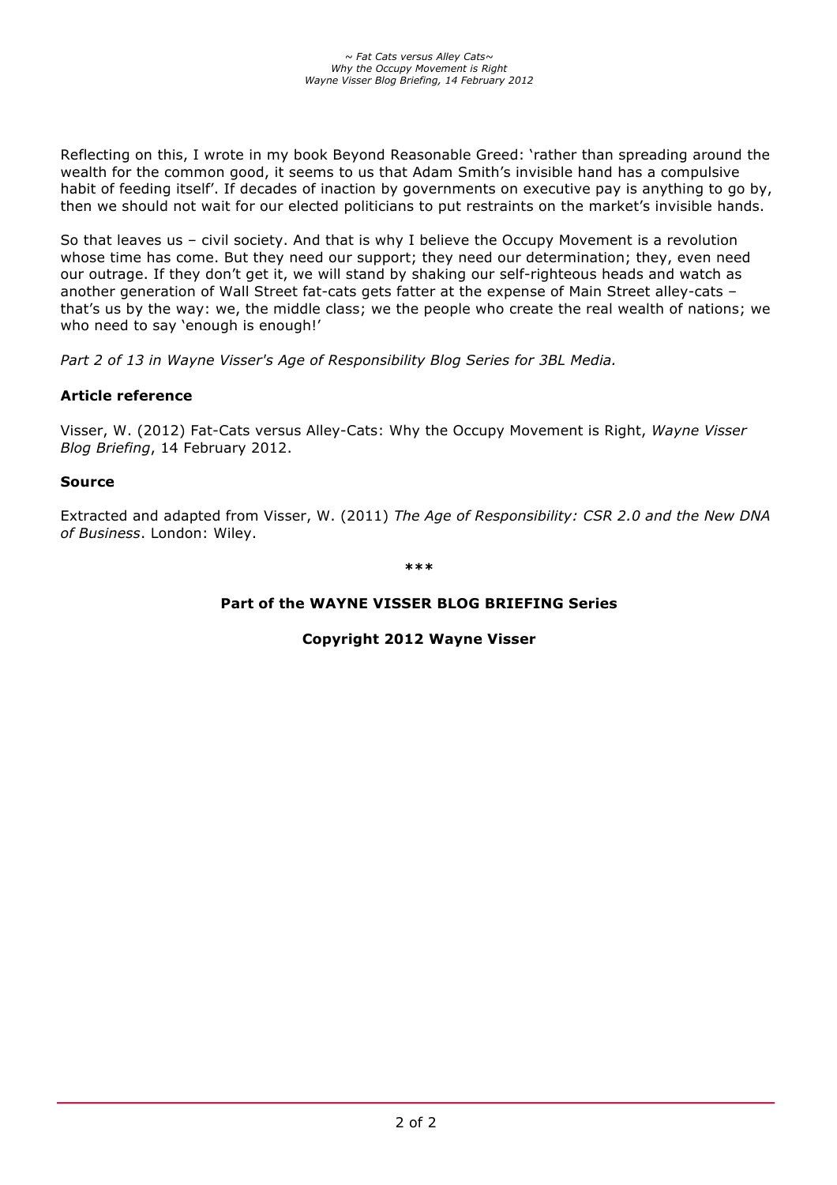Reflecting on this, I wrote in my book Beyond Reasonable Greed: 'rather than spreading around the wealth for the common good, it seems to us that Adam Smith's invisible hand has a compulsive habit of feeding itself'. If decades of inaction by governments on executive pay is anything to go by, then we should not wait for our elected politicians to put restraints on the market's invisible hands.

So that leaves us – civil society. And that is why I believe the Occupy Movement is a revolution whose time has come. But they need our support; they need our determination; they, even need our outrage. If they don't get it, we will stand by shaking our self-righteous heads and watch as another generation of Wall Street fat-cats gets fatter at the expense of Main Street alley-cats – that's us by the way: we, the middle class; we the people who create the real wealth of nations; we who need to say 'enough is enough!'

*Part 2 of 13 in Wayne Visser's Age of Responsibility Blog Series for 3BL Media.*

**Article reference**

Visser, W. (2012) Fat-Cats versus Alley-Cats: Why the Occupy Movement is Right, *Wayne Visser Blog Briefing*, 14 February 2012.

**Source**

Extracted and adapted from Visser, W. (2011) *The Age of Responsibility: CSR 2.0 and the New DNA of Business*. London: Wiley.

**\*\*\***

**Part of the WAYNE VISSER BLOG BRIEFING Series**

**Copyright 2012 Wayne Visser**